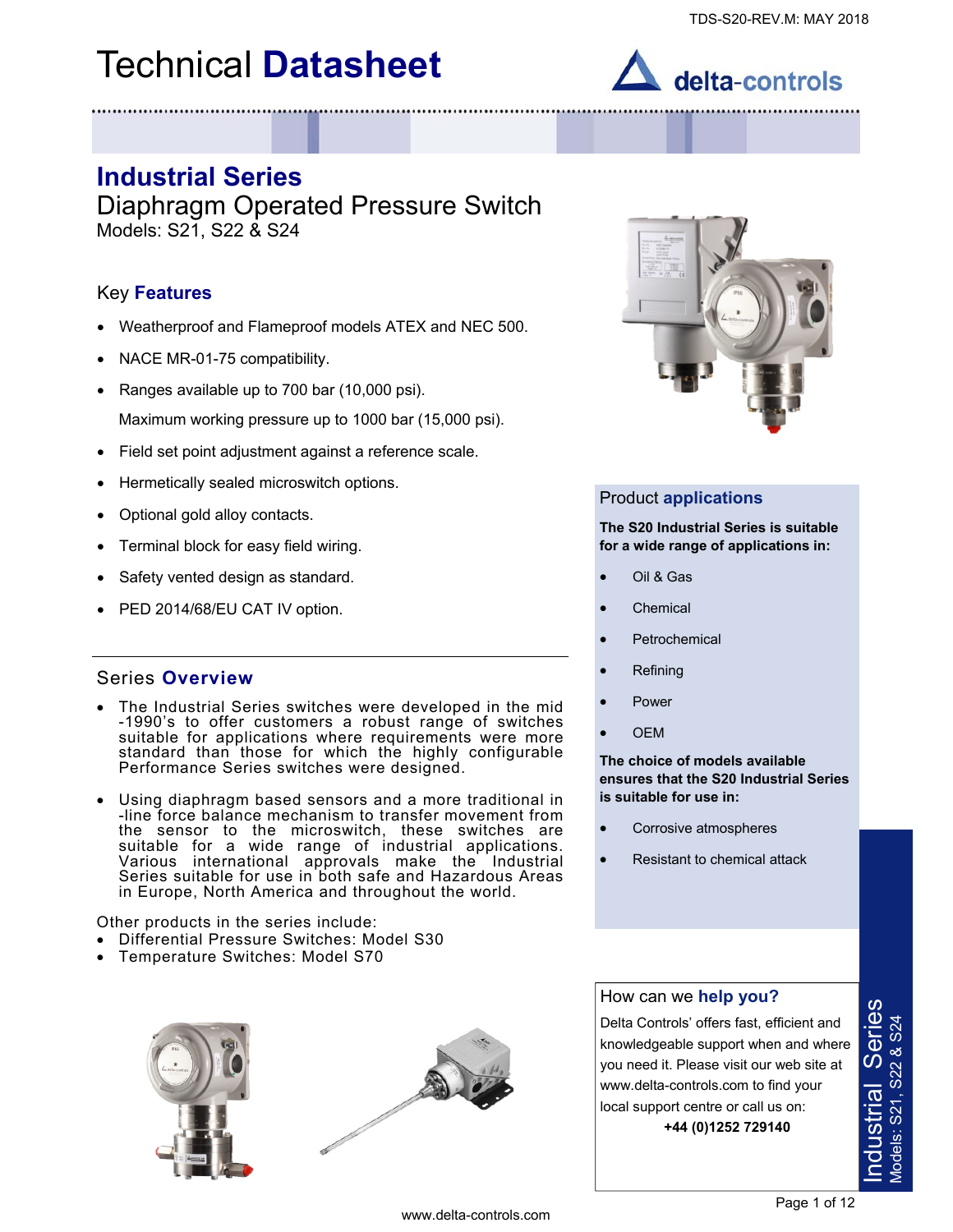TDS-S20-REV.M: MAY 2018

# Technical Datasheet

# Industrial Series

## Diaphragm Operated Pressure Switch

Models: S21, S22 & S24

### Key Features

- Weatherproof and Flameproof models ATEX and NEC 500.
- NACE MR-01-75 compatibility.
- Ranges available up to 700 bar (10,000 psi).

  Maximum working pressure up to 1000 bar (15,000 psi).
- Field set point adjustment against a reference scale.
- Hermetically sealed microswitch options.
- Optional gold alloy contacts.
- Terminal block for easy field wiring.
- Safety vented design as standard.
- PED 2014/68/EU CAT IV option.

### Series Overview

- The Industrial Series switches were developed in the mid -1990's to offer customers a robust range of switches suitable for applications where requirements were more standard than those for which the highly configurable Performance Series switches were designed.
- Using diaphragm based sensors and a more traditional in-line force balance mechanism to transfer movement from the sensor to the microswitch, these switches are suitable for a wide range of industrial applications. Various international approvals make the Industrial Series suitable for use in both safe and Hazardous Areas in Europe, North America and throughout the world.

Other products in the series include:

- Differential Pressure Switches: Model S30
- Temperature Switches: Model S70

### Product applications

**The S20 Industrial Series is suitable for a wide range of applications in:**

- Oil & Gas
- Chemical
- Petrochemical
- Refining
- Power
- OEM

**The choice of models available ensures that the S20 Industrial Series is suitable for use in:**

- Corrosive atmospheres
- Resistant to chemical attack

### How can we help you?

Delta Controls' offers fast, efficient and knowledgeable support when and where you need it. Please visit our web site at www.delta-controls.com to find your local support centre or call us on:

**+44 (0)1252 729140**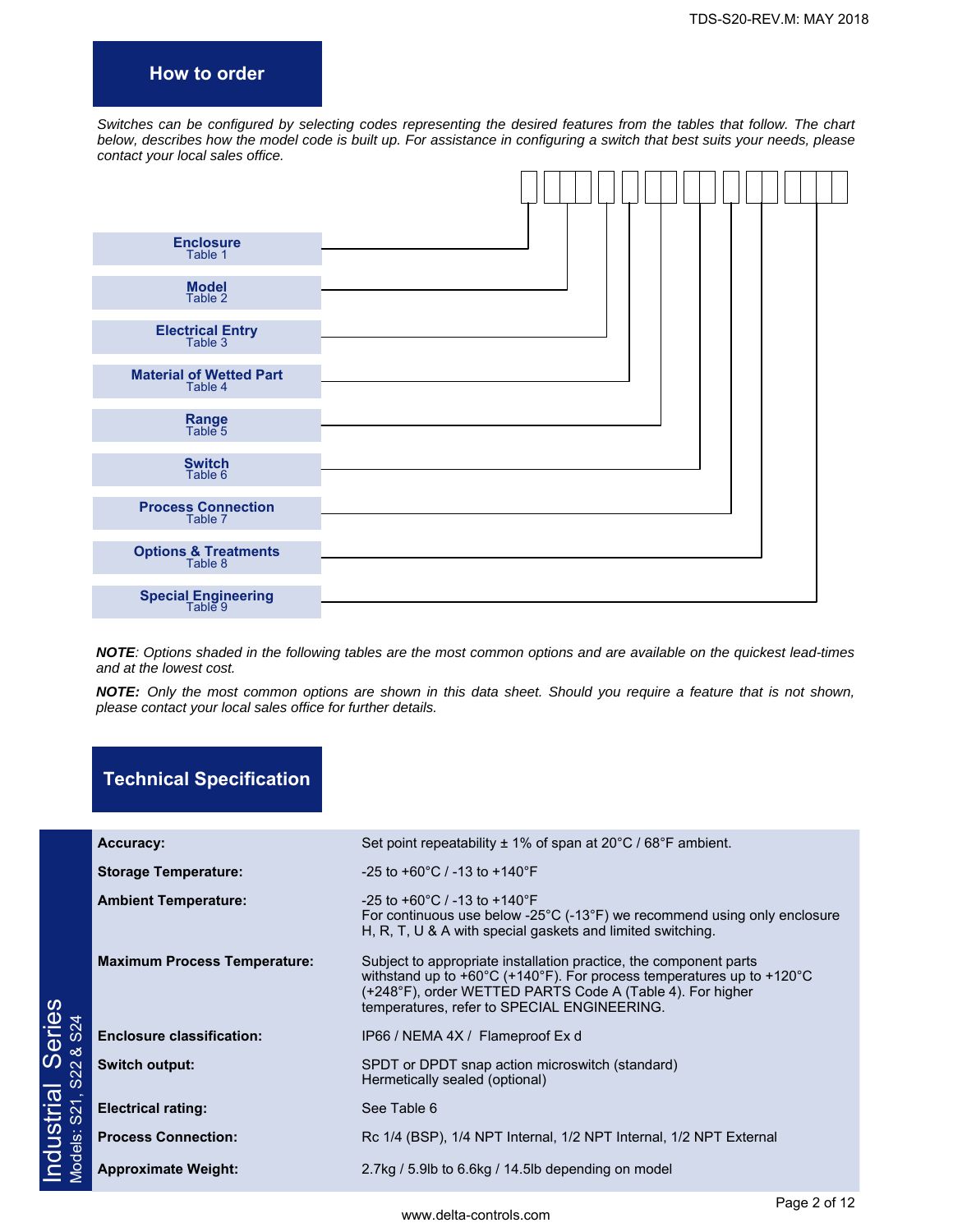## How to order

*Switches can be configured by selecting codes representing the desired features from the tables that follow. The chart below, describes how the model code is built up. For assistance in configuring a switch that best suits your needs, please contact your local sales office.*

**Enclosure**
Table 1

**Model**
Table 2

**Electrical Entry**
Table 3

**Material of Wetted Part**
Table 4

**Range**
Table 5

**Switch**
Table 6

**Process Connection**
Table 7

**Options & Treatments**
Table 8

**Special Engineering**
Table 9

***NOTE****: Options shaded in the following tables are the most common options and are available on the quickest lead-times and at the lowest cost.*

***NOTE:*** *Only the most common options are shown in this data sheet. Should you require a feature that is not shown, please contact your local sales office for further details.*

## Technical Specification

| | |
|---|---|
| **Accuracy:** | Set point repeatability ± 1% of span at 20°C / 68°F ambient. |
| **Storage Temperature:** | -25 to +60°C / -13 to +140°F |
| **Ambient Temperature:** | -25 to +60°C / -13 to +140°F<br>For continuous use below -25°C (-13°F) we recommend using only enclosure H, R, T, U & A with special gaskets and limited switching. |
| **Maximum Process Temperature:** | Subject to appropriate installation practice, the component parts withstand up to +60°C (+140°F). For process temperatures up to +120°C (+248°F), order WETTED PARTS Code A (Table 4). For higher temperatures, refer to SPECIAL ENGINEERING. |
| **Enclosure classification:** | IP66 / NEMA 4X / Flameproof Ex d |
| **Switch output:** | SPDT or DPDT snap action microswitch (standard)<br>Hermetically sealed (optional) |
| **Electrical rating:** | See Table 6 |
| **Process Connection:** | Rc 1/4 (BSP), 1/4 NPT Internal, 1/2 NPT Internal, 1/2 NPT External |
| **Approximate Weight:** | 2.7kg / 5.9lb to 6.6kg / 14.5lb depending on model |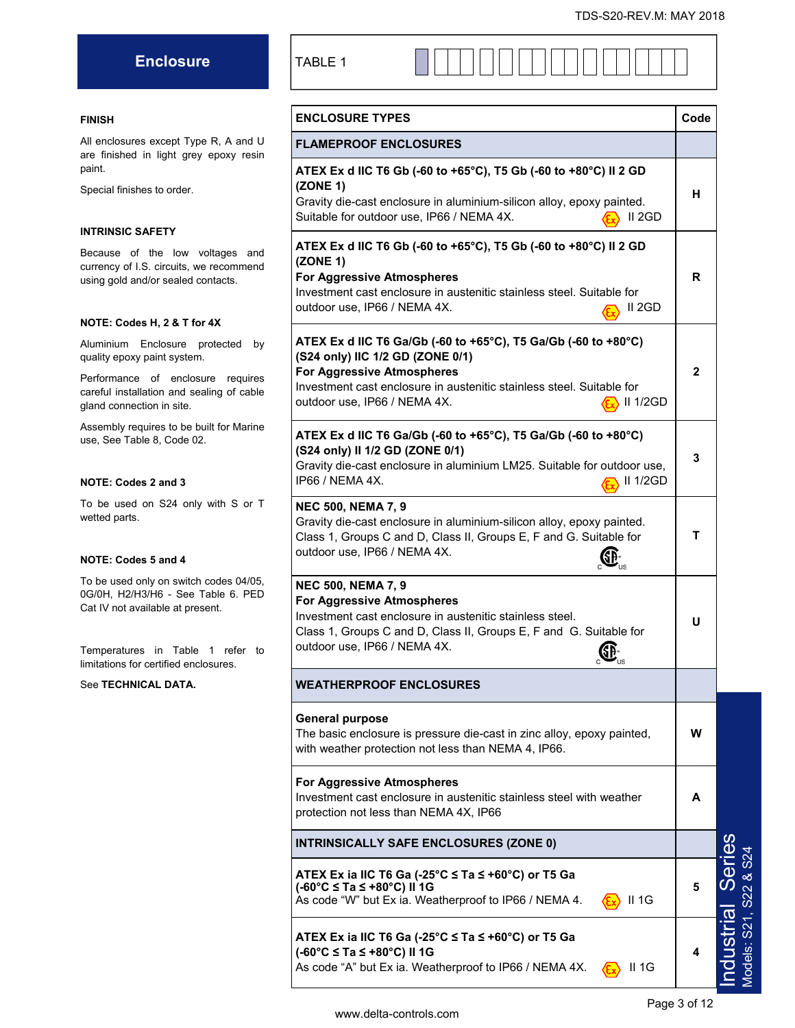## Enclosure

TABLE 1

#### FINISH

All enclosures except Type R, A and U are finished in light grey epoxy resin paint.

Special finishes to order.

#### INTRINSIC SAFETY

Because of the low voltages and currency of I.S. circuits, we recommend using gold and/or sealed contacts.

#### NOTE: Codes H, 2 & T for 4X

Aluminium Enclosure protected by quality epoxy paint system.

Performance of enclosure requires careful installation and sealing of cable gland connection in site.

Assembly requires to be built for Marine use, See Table 8, Code 02.

#### NOTE: Codes 2 and 3

To be used on S24 only with S or T wetted parts.

#### NOTE: Codes 5 and 4

To be used only on switch codes 04/05, 0G/0H, H2/H3/H6 - See Table 6. PED Cat IV not available at present.

Temperatures in Table 1 refer to limitations for certified enclosures.

See **TECHNICAL DATA.**

| ENCLOSURE TYPES | Code |
|---|---|
| **FLAMEPROOF ENCLOSURES** | |
| **ATEX Ex d IIC T6 Gb (-60 to +65°C), T5 Gb (-60 to +80°C) II 2 GD (ZONE 1)** Gravity die-cast enclosure in aluminium-silicon alloy, epoxy painted. Suitable for outdoor use, IP66 / NEMA 4X. Ex II 2GD | H |
| **ATEX Ex d IIC T6 Gb (-60 to +65°C), T5 Gb (-60 to +80°C) II 2 GD (ZONE 1)** **For Aggressive Atmospheres** Investment cast enclosure in austenitic stainless steel. Suitable for outdoor use, IP66 / NEMA 4X. Ex II 2GD | R |
| **ATEX Ex d IIC T6 Ga/Gb (-60 to +65°C), T5 Ga/Gb (-60 to +80°C) (S24 only) IIC 1/2 GD (ZONE 0/1)** **For Aggressive Atmospheres** Investment cast enclosure in austenitic stainless steel. Suitable for outdoor use, IP66 / NEMA 4X. Ex II 1/2GD | 2 |
| **ATEX Ex d IIC T6 Ga/Gb (-60 to +65°C), T5 Ga/Gb (-60 to +80°C) (S24 only) II 1/2 GD (ZONE 0/1)** Gravity die-cast enclosure in aluminium LM25. Suitable for outdoor use, IP66 / NEMA 4X. Ex II 1/2GD | 3 |
| **NEC 500, NEMA 7, 9** Gravity die-cast enclosure in aluminium-silicon alloy, epoxy painted. Class 1, Groups C and D, Class II, Groups E, F and G. Suitable for outdoor use, IP66 / NEMA 4X. | T |
| **NEC 500, NEMA 7, 9** **For Aggressive Atmospheres** Investment cast enclosure in austenitic stainless steel. Class 1, Groups C and D, Class II, Groups E, F and G. Suitable for outdoor use, IP66 / NEMA 4X. | U |
| **WEATHERPROOF ENCLOSURES** | |
| **General purpose** The basic enclosure is pressure die-cast in zinc alloy, epoxy painted, with weather protection not less than NEMA 4, IP66. | W |
| **For Aggressive Atmospheres** Investment cast enclosure in austenitic stainless steel with weather protection not less than NEMA 4X, IP66 | A |
| **INTRINSICALLY SAFE ENCLOSURES (ZONE 0)** | |
| **ATEX Ex ia IIC T6 Ga (-25°C ≤ Ta ≤ +60°C) or T5 Ga (-60°C ≤ Ta ≤ +80°C) II 1G** As code "W" but Ex ia. Weatherproof to IP66 / NEMA 4. Ex II 1G | 5 |
| **ATEX Ex ia IIC T6 Ga (-25°C ≤ Ta ≤ +60°C) or T5 Ga (-60°C ≤ Ta ≤ +80°C) II 1G** As code "A" but Ex ia. Weatherproof to IP66 / NEMA 4X. Ex II 1G | 4 |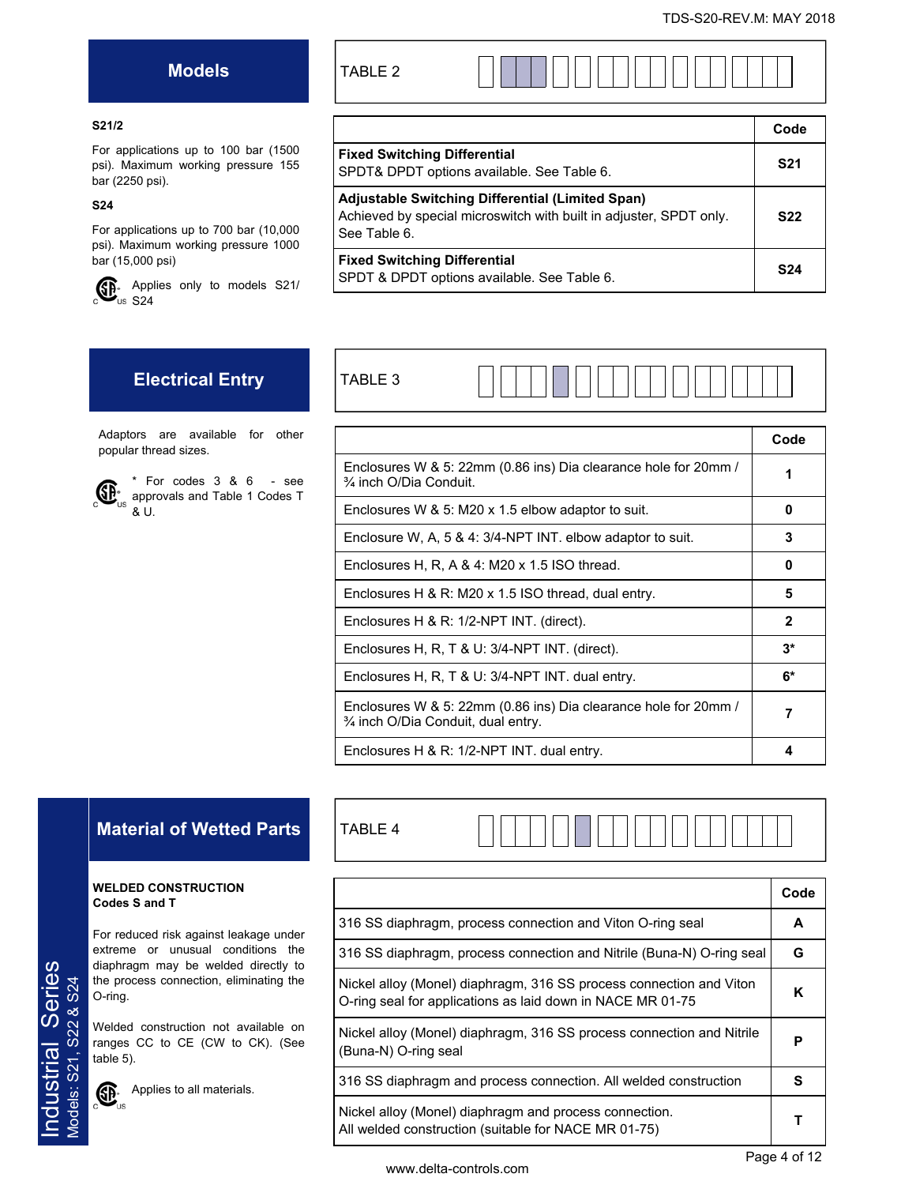## Models

**S21/2**

For applications up to 100 bar (1500 psi). Maximum working pressure 155 bar (2250 psi).

**S24**

For applications up to 700 bar (10,000 psi). Maximum working pressure 1000 bar (15,000 psi)

Applies only to models S21/ S24

TABLE 2

| | Code |
|---|---|
| **Fixed Switching Differential** SPDT& DPDT options available. See Table 6. | **S21** |
| **Adjustable Switching Differential (Limited Span)** Achieved by special microswitch with built in adjuster, SPDT only. See Table 6. | **S22** |
| **Fixed Switching Differential** SPDT & DPDT options available. See Table 6. | **S24** |

## Electrical Entry

Adaptors are available for other popular thread sizes.

\* For codes 3 & 6 - see approvals and Table 1 Codes T & U.

TABLE 3

| | Code |
|---|---|
| Enclosures W & 5: 22mm (0.86 ins) Dia clearance hole for 20mm / ¾ inch O/Dia Conduit. | **1** |
| Enclosures W & 5: M20 x 1.5 elbow adaptor to suit. | **0** |
| Enclosure W, A, 5 & 4: 3/4-NPT INT. elbow adaptor to suit. | **3** |
| Enclosures H, R, A & 4: M20 x 1.5 ISO thread. | **0** |
| Enclosures H & R: M20 x 1.5 ISO thread, dual entry. | **5** |
| Enclosures H & R: 1/2-NPT INT. (direct). | **2** |
| Enclosures H, R, T & U: 3/4-NPT INT. (direct). | **3*** |
| Enclosures H, R, T & U: 3/4-NPT INT. dual entry. | **6*** |
| Enclosures W & 5: 22mm (0.86 ins) Dia clearance hole for 20mm / ¾ inch O/Dia Conduit, dual entry. | **7** |
| Enclosures H & R: 1/2-NPT INT. dual entry. | **4** |

## Material of Wetted Parts

**WELDED CONSTRUCTION**
**Codes S and T**

For reduced risk against leakage under extreme or unusual conditions the diaphragm may be welded directly to the process connection, eliminating the O-ring.

Welded construction not available on ranges CC to CE (CW to CK). (See table 5).

Applies to all materials.

TABLE 4

| | Code |
|---|---|
| 316 SS diaphragm, process connection and Viton O-ring seal | **A** |
| 316 SS diaphragm, process connection and Nitrile (Buna-N) O-ring seal | **G** |
| Nickel alloy (Monel) diaphragm, 316 SS process connection and Viton O-ring seal for applications as laid down in NACE MR 01-75 | **K** |
| Nickel alloy (Monel) diaphragm, 316 SS process connection and Nitrile (Buna-N) O-ring seal | **P** |
| 316 SS diaphragm and process connection. All welded construction | **S** |
| Nickel alloy (Monel) diaphragm and process connection. All welded construction (suitable for NACE MR 01-75) | **T** |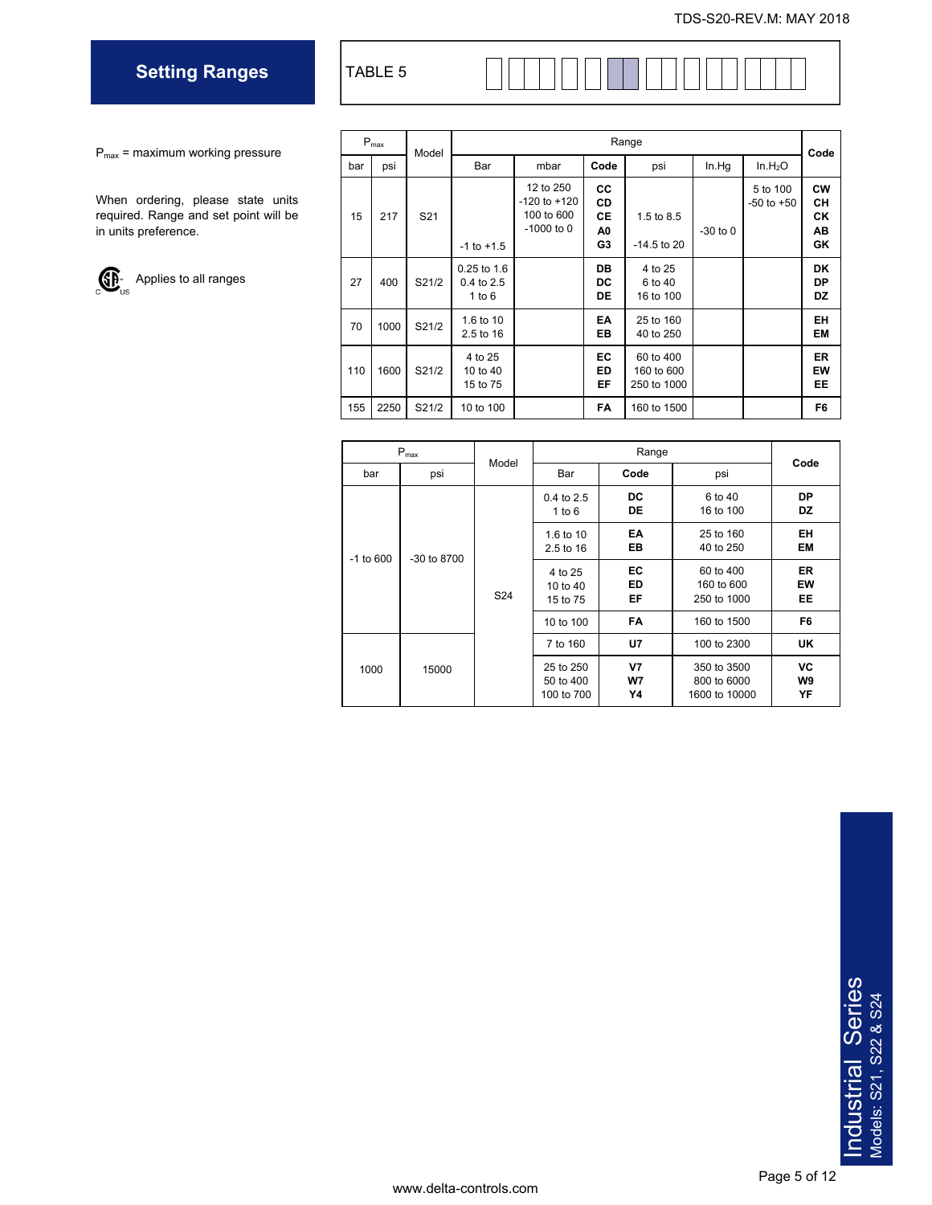## Setting Ranges

TABLE 5

$P_{max}$ = maximum working pressure

When ordering, please state units required. Range and set point will be in units preference.

Applies to all ranges

| $P_{max}$ | | Model | Range | | | | | | Code |
|---|---|---|---|---|---|---|---|---|---|
| bar | psi | | Bar | mbar | Code | psi | In.Hg | In.$H_2O$ | |
| 15 | 217 | S21 | -1 to +1.5 | 12 to 250<br>-120 to +120<br>100 to 600<br>-1000 to 0 | CC<br>CD<br>CE<br>A0<br>G3 | 1.5 to 8.5<br>-14.5 to 20 | -30 to 0 | 5 to 100<br>-50 to +50 | CW<br>CH<br>CK<br>AB<br>GK |
| 27 | 400 | S21/2 | 0.25 to 1.6<br>0.4 to 2.5<br>1 to 6 | | DB<br>DC<br>DE | 4 to 25<br>6 to 40<br>16 to 100 | | | DK<br>DP<br>DZ |
| 70 | 1000 | S21/2 | 1.6 to 10<br>2.5 to 16 | | EA<br>EB | 25 to 160<br>40 to 250 | | | EH<br>EM |
| 110 | 1600 | S21/2 | 4 to 25<br>10 to 40<br>15 to 75 | | EC<br>ED<br>EF | 60 to 400<br>160 to 600<br>250 to 1000 | | | ER<br>EW<br>EE |
| 155 | 2250 | S21/2 | 10 to 100 | | FA | 160 to 1500 | | | F6 |

| $P_{max}$ | | Model | Range | | | Code |
|---|---|---|---|---|---|---|
| bar | psi | | Bar | Code | psi | |
| -1 to 600 | -30 to 8700 | S24 | 0.4 to 2.5<br>1 to 6 | DC<br>DE | 6 to 40<br>16 to 100 | DP<br>DZ |
| | | | 1.6 to 10<br>2.5 to 16 | EA<br>EB | 25 to 160<br>40 to 250 | EH<br>EM |
| | | | 4 to 25<br>10 to 40<br>15 to 75 | EC<br>ED<br>EF | 60 to 400<br>160 to 600<br>250 to 1000 | ER<br>EW<br>EE |
| | | | 10 to 100 | FA | 160 to 1500 | F6 |
| 1000 | 15000 | | 7 to 160 | U7 | 100 to 2300 | UK |
| | | | 25 to 250<br>50 to 400<br>100 to 700 | V7<br>W7<br>Y4 | 350 to 3500<br>800 to 6000<br>1600 to 10000 | VC<br>W9<br>YF |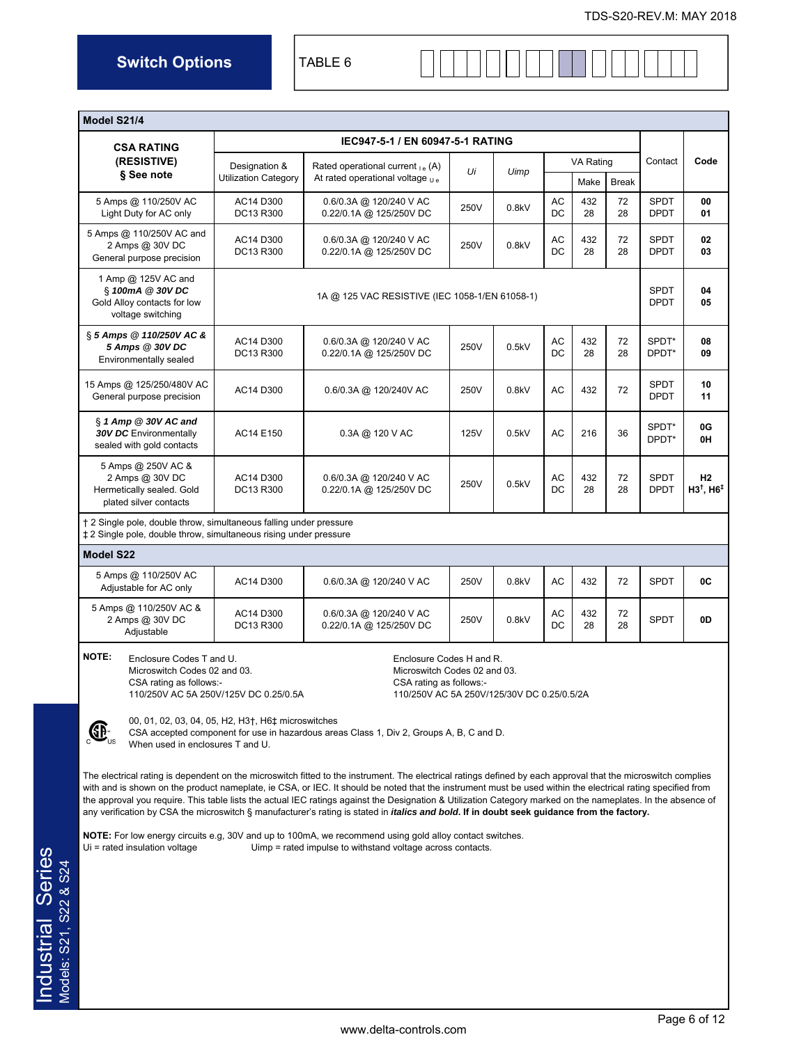## Switch Options

TABLE 6

| Model S21/4 | | | | | | | | | | |
|---|---|---|---|---|---|---|---|---|---|---|
| **CSA RATING (RESISTIVE)** **§ See note** | **IEC947-5-1 / EN 60947-5-1 RATING** | | | | | | | | Contact | **Code** |
| | Designation & Utilization Category | Rated operational current $_{Ie}$ (A) At rated operational voltage $_{Ue}$ | *Ui* | *Uimp* | VA Rating | | | | | |
| | | | | | | Make | | Break | | |
| 5 Amps @ 110/250V AC Light Duty for AC only | AC14 D300 DC13 R300 | 0.6/0.3A @ 120/240 V AC 0.22/0.1A @ 125/250V DC | 250V | 0.8kV | AC DC | 432 28 | | 72 28 | SPDT DPDT | **00 01** |
| 5 Amps @ 110/250V AC and 2 Amps @ 30V DC General purpose precision | AC14 D300 DC13 R300 | 0.6/0.3A @ 120/240 V AC 0.22/0.1A @ 125/250V DC | 250V | 0.8kV | AC DC | 432 28 | | 72 28 | SPDT DPDT | **02 03** |
| 1 Amp @ 125V AC and § ***100mA @ 30V DC*** Gold Alloy contacts for low voltage switching | 1A @ 125 VAC RESISTIVE (IEC 1058-1/EN 61058-1) | | | | | | | | SPDT DPDT | **04 05** |
| § ***5 Amps @ 110/250V AC & 5 Amps @ 30V DC*** Environmentally sealed | AC14 D300 DC13 R300 | 0.6/0.3A @ 120/240 V AC 0.22/0.1A @ 125/250V DC | 250V | 0.5kV | AC DC | 432 28 | | 72 28 | SPDT* DPDT* | **08 09** |
| 15 Amps @ 125/250/480V AC General purpose precision | AC14 D300 | 0.6/0.3A @ 120/240V AC | 250V | 0.8kV | AC | 432 | | 72 | SPDT DPDT | **10 11** |
| § ***1 Amp @ 30V AC and 30V DC*** Environmentally sealed with gold contacts | AC14 E150 | 0.3A @ 120 V AC | 125V | 0.5kV | AC | 216 | | 36 | SPDT* DPDT* | **0G 0H** |
| 5 Amps @ 250V AC & 2 Amps @ 30V DC Hermetically sealed. Gold plated silver contacts | AC14 D300 DC13 R300 | 0.6/0.3A @ 120/240 V AC 0.22/0.1A @ 125/250V DC | 250V | 0.5kV | AC DC | 432 28 | | 72 28 | SPDT DPDT | **H2 H3†, H6‡** |

† 2 Single pole, double throw, simultaneous falling under pressure
‡ 2 Single pole, double throw, simultaneous rising under pressure

| Model S22 | | | | | | | | | |
|---|---|---|---|---|---|---|---|---|---|
| 5 Amps @ 110/250V AC Adjustable for AC only | AC14 D300 | 0.6/0.3A @ 120/240 V AC | 250V | 0.8kV | AC | 432 | 72 | SPDT | **0C** |
| 5 Amps @ 110/250V AC & 2 Amps @ 30V DC Adjustable | AC14 D300 DC13 R300 | 0.6/0.3A @ 120/240 V AC 0.22/0.1A @ 125/250V DC | 250V | 0.8kV | AC DC | 432 28 | 72 28 | SPDT | **0D** |

**NOTE:** Enclosure Codes T and U.
Microswitch Codes 02 and 03.
CSA rating as follows:-
110/250V AC 5A 250V/125V DC 0.25/0.5A

Enclosure Codes H and R.
Microswitch Codes 02 and 03.
CSA rating as follows:-
110/250V AC 5A 250V/125/30V DC 0.25/0.5/2A

00, 01, 02, 03, 04, 05, H2, H3†, H6‡ microswitches
CSA accepted component for use in hazardous areas Class 1, Div 2, Groups A, B, C and D.
When used in enclosures T and U.

The electrical rating is dependent on the microswitch fitted to the instrument. The electrical ratings defined by each approval that the microswitch complies with and is shown on the product nameplate, ie CSA, or IEC. It should be noted that the instrument must be used within the electrical rating specified from the approval you require. This table lists the actual IEC ratings against the Designation & Utilization Category marked on the nameplates. In the absence of any verification by CSA the microswitch § manufacturer's rating is stated in ***italics and bold***. **If in doubt seek guidance from the factory.**

**NOTE:** For low energy circuits e.g, 30V and up to 100mA, we recommend using gold alloy contact switches.
Ui = rated insulation voltage     Uimp = rated impulse to withstand voltage across contacts.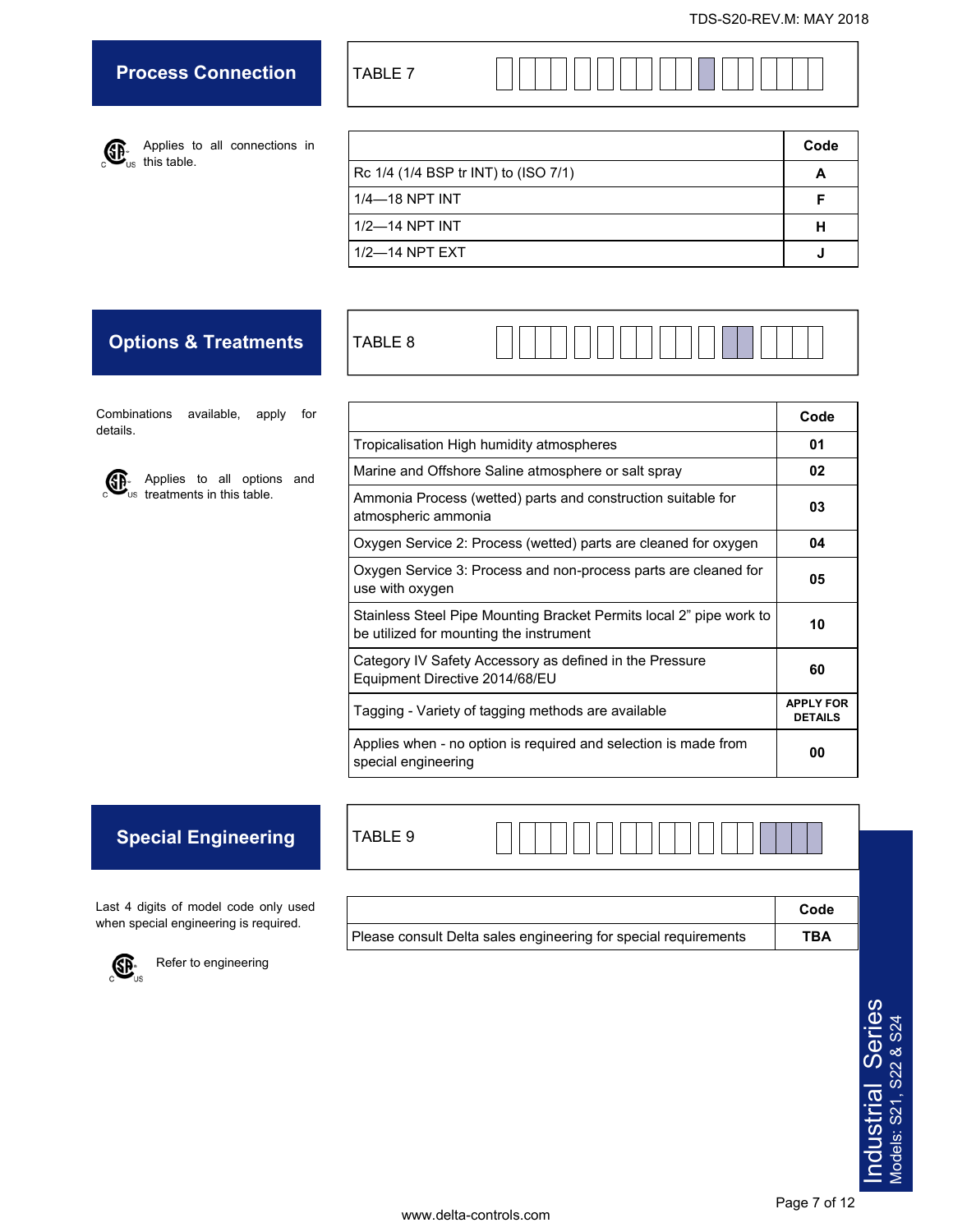## Process Connection

TABLE 7

Applies to all connections in this table.

| | Code |
|---|---|
| Rc 1/4 (1/4 BSP tr INT) to (ISO 7/1) | **A** |
| 1/4—18 NPT INT | **F** |
| 1/2—14 NPT INT | **H** |
| 1/2—14 NPT EXT | **J** |

## Options & Treatments

TABLE 8

Combinations available, apply for details.

Applies to all options and treatments in this table.

| | Code |
|---|---|
| Tropicalisation High humidity atmospheres | **01** |
| Marine and Offshore Saline atmosphere or salt spray | **02** |
| Ammonia Process (wetted) parts and construction suitable for atmospheric ammonia | **03** |
| Oxygen Service 2: Process (wetted) parts are cleaned for oxygen | **04** |
| Oxygen Service 3: Process and non-process parts are cleaned for use with oxygen | **05** |
| Stainless Steel Pipe Mounting Bracket Permits local 2" pipe work to be utilized for mounting the instrument | **10** |
| Category IV Safety Accessory as defined in the Pressure Equipment Directive 2014/68/EU | **60** |
| Tagging - Variety of tagging methods are available | **APPLY FOR DETAILS** |
| Applies when - no option is required and selection is made from special engineering | **00** |

## Special Engineering

TABLE 9

Last 4 digits of model code only used when special engineering is required.

Refer to engineering

| | Code |
|---|---|
| Please consult Delta sales engineering for special requirements | **TBA** |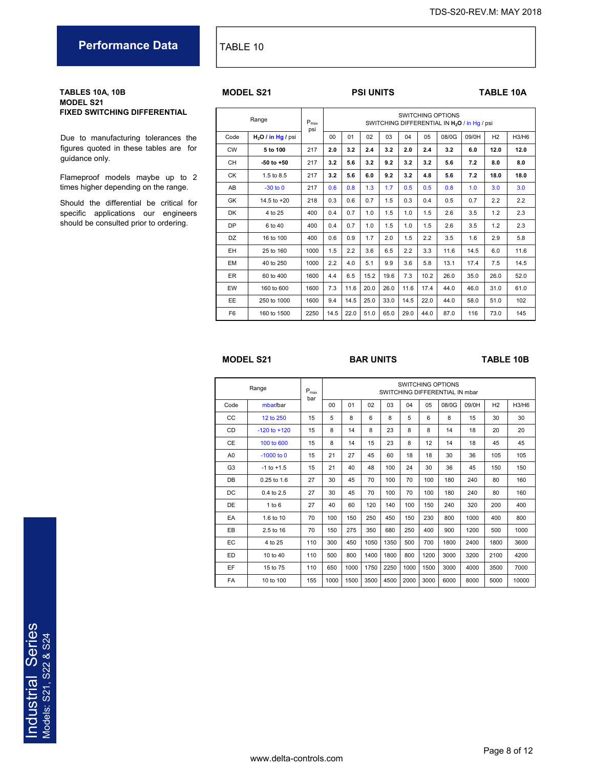## Performance Data

TABLE 10

**TABLES 10A, 10B**
**MODEL S21**
**FIXED SWITCHING DIFFERENTIAL**

Due to manufacturing tolerances the figures quoted in these tables are for guidance only.

Flameproof models maybe up to 2 times higher depending on the range.

Should the differential be critical for specific applications our engineers should be consulted prior to ordering.

**MODEL S21** **PSI UNITS** **TABLE 10A**

| Range | | $P_{max}$ psi | SWITCHING OPTIONS SWITCHING DIFFERENTIAL IN $H_2O$ / in Hg / psi | | | | | | | | | |
|---|---|---|---|---|---|---|---|---|---|---|---|---|
| Code | $H_2O$ / in Hg / psi | | 00 | 01 | 02 | 03 | 04 | 05 | 08/0G | 09/0H | H2 | H3/H6 |
| CW | **5 to 100** | 217 | **2.0** | **3.2** | **2.4** | **3.2** | **2.0** | **2.4** | **3.2** | **6.0** | **12.0** | **12.0** |
| CH | **-50 to +50** | 217 | **3.2** | **5.6** | **3.2** | **9.2** | **3.2** | **3.2** | **5.6** | **7.2** | **8.0** | **8.0** |
| CK | 1.5 to 8.5 | 217 | **3.2** | **5.6** | **6.0** | **9.2** | **3.2** | **4.8** | **5.6** | **7.2** | **18.0** | **18.0** |
| AB | -30 to 0 | 217 | 0.6 | 0.8 | 1.3 | 1.7 | 0.5 | 0.5 | 0.8 | 1.0 | 3.0 | 3.0 |
| GK | 14.5 to +20 | 218 | 0.3 | 0.6 | 0.7 | 1.5 | 0.3 | 0.4 | 0.5 | 0.7 | 2.2 | 2.2 |
| DK | 4 to 25 | 400 | 0.4 | 0.7 | 1.0 | 1.5 | 1.0 | 1.5 | 2.6 | 3.5 | 1.2 | 2.3 |
| DP | 6 to 40 | 400 | 0.4 | 0.7 | 1.0 | 1.5 | 1.0 | 1.5 | 2.6 | 3.5 | 1.2 | 2.3 |
| DZ | 16 to 100 | 400 | 0.6 | 0.9 | 1.7 | 2.0 | 1.5 | 2.2 | 3.5 | 1.6 | 2.9 | 5.8 |
| EH | 25 to 160 | 1000 | 1.5 | 2.2 | 3.6 | 6.5 | 2.2 | 3.3 | 11.6 | 14.5 | 6.0 | 11.6 |
| EM | 40 to 250 | 1000 | 2.2 | 4.0 | 5.1 | 9.9 | 3.6 | 5.8 | 13.1 | 17.4 | 7.5 | 14.5 |
| ER | 60 to 400 | 1600 | 4.4 | 6.5 | 15.2 | 19.6 | 7.3 | 10.2 | 26.0 | 35.0 | 26.0 | 52.0 |
| EW | 160 to 600 | 1600 | 7.3 | 11.6 | 20.0 | 26.0 | 11.6 | 17.4 | 44.0 | 46.0 | 31.0 | 61.0 |
| EE | 250 to 1000 | 1600 | 9.4 | 14.5 | 25.0 | 33.0 | 14.5 | 22.0 | 44.0 | 58.0 | 51.0 | 102 |
| F6 | 160 to 1500 | 2250 | 14.5 | 22.0 | 51.0 | 65.0 | 29.0 | 44.0 | 87.0 | 116 | 73.0 | 145 |

**MODEL S21** **BAR UNITS** **TABLE 10B**

| Range | | $P_{max}$ bar | SWITCHING OPTIONS SWITCHING DIFFERENTIAL IN mbar | | | | | | | | | |
|---|---|---|---|---|---|---|---|---|---|---|---|---|
| Code | mbar/bar | | 00 | 01 | 02 | 03 | 04 | 05 | 08/0G | 09/0H | H2 | H3/H6 |
| CC | 12 to 250 | 15 | 5 | 8 | 6 | 8 | 5 | 6 | 8 | 15 | 30 | 30 |
| CD | -120 to +120 | 15 | 8 | 14 | 8 | 23 | 8 | 8 | 14 | 18 | 20 | 20 |
| CE | 100 to 600 | 15 | 8 | 14 | 15 | 23 | 8 | 12 | 14 | 18 | 45 | 45 |
| A0 | -1000 to 0 | 15 | 21 | 27 | 45 | 60 | 18 | 18 | 30 | 36 | 105 | 105 |
| G3 | -1 to +1.5 | 15 | 21 | 40 | 48 | 100 | 24 | 30 | 36 | 45 | 150 | 150 |
| DB | 0.25 to 1.6 | 27 | 30 | 45 | 70 | 100 | 70 | 100 | 180 | 240 | 80 | 160 |
| DC | 0.4 to 2.5 | 27 | 30 | 45 | 70 | 100 | 70 | 100 | 180 | 240 | 80 | 160 |
| DE | 1 to 6 | 27 | 40 | 60 | 120 | 140 | 100 | 150 | 240 | 320 | 200 | 400 |
| EA | 1.6 to 10 | 70 | 100 | 150 | 250 | 450 | 150 | 230 | 800 | 1000 | 400 | 800 |
| EB | 2.5 to 16 | 70 | 150 | 275 | 350 | 680 | 250 | 400 | 900 | 1200 | 500 | 1000 |
| EC | 4 to 25 | 110 | 300 | 450 | 1050 | 1350 | 500 | 700 | 1800 | 2400 | 1800 | 3600 |
| ED | 10 to 40 | 110 | 500 | 800 | 1400 | 1800 | 800 | 1200 | 3000 | 3200 | 2100 | 4200 |
| EF | 15 to 75 | 110 | 650 | 1000 | 1750 | 2250 | 1000 | 1500 | 3000 | 4000 | 3500 | 7000 |
| FA | 10 to 100 | 155 | 1000 | 1500 | 3500 | 4500 | 2000 | 3000 | 6000 | 8000 | 5000 | 10000 |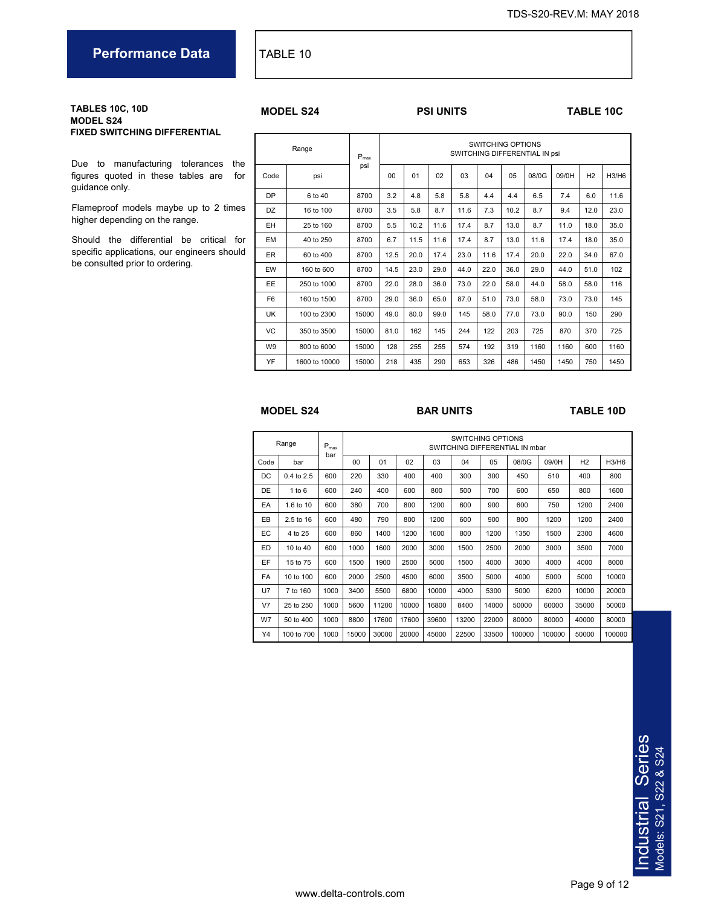## Performance Data

TABLE 10

**TABLES 10C, 10D**
**MODEL S24**
**FIXED SWITCHING DIFFERENTIAL**

Due to manufacturing tolerances the figures quoted in these tables are for guidance only.

Flameproof models maybe up to 2 times higher depending on the range.

Should the differential be critical for specific applications, our engineers should be consulted prior to ordering.

**MODEL S24** **PSI UNITS** **TABLE 10C**

| Range | | $P_{max}$ psi | SWITCHING OPTIONS SWITCHING DIFFERENTIAL IN psi | | | | | | | | | |
|---|---|---|---|---|---|---|---|---|---|---|---|---|
| Code | psi | | 00 | 01 | 02 | 03 | 04 | 05 | 08/0G | 09/0H | H2 | H3/H6 |
| DP | 6 to 40 | 8700 | 3.2 | 4.8 | 5.8 | 5.8 | 4.4 | 4.4 | 6.5 | 7.4 | 6.0 | 11.6 |
| DZ | 16 to 100 | 8700 | 3.5 | 5.8 | 8.7 | 11.6 | 7.3 | 10.2 | 8.7 | 9.4 | 12.0 | 23.0 |
| EH | 25 to 160 | 8700 | 5.5 | 10.2 | 11.6 | 17.4 | 8.7 | 13.0 | 8.7 | 11.0 | 18.0 | 35.0 |
| EM | 40 to 250 | 8700 | 6.7 | 11.5 | 11.6 | 17.4 | 8.7 | 13.0 | 11.6 | 17.4 | 18.0 | 35.0 |
| ER | 60 to 400 | 8700 | 12.5 | 20.0 | 17.4 | 23.0 | 11.6 | 17.4 | 20.0 | 22.0 | 34.0 | 67.0 |
| EW | 160 to 600 | 8700 | 14.5 | 23.0 | 29.0 | 44.0 | 22.0 | 36.0 | 29.0 | 44.0 | 51.0 | 102 |
| EE | 250 to 1000 | 8700 | 22.0 | 28.0 | 36.0 | 73.0 | 22.0 | 58.0 | 44.0 | 58.0 | 58.0 | 116 |
| F6 | 160 to 1500 | 8700 | 29.0 | 36.0 | 65.0 | 87.0 | 51.0 | 73.0 | 58.0 | 73.0 | 73.0 | 145 |
| UK | 100 to 2300 | 15000 | 49.0 | 80.0 | 99.0 | 145 | 58.0 | 77.0 | 73.0 | 90.0 | 150 | 290 |
| VC | 350 to 3500 | 15000 | 81.0 | 162 | 145 | 244 | 122 | 203 | 725 | 870 | 370 | 725 |
| W9 | 800 to 6000 | 15000 | 128 | 255 | 255 | 574 | 192 | 319 | 1160 | 1160 | 600 | 1160 |
| YF | 1600 to 10000 | 15000 | 218 | 435 | 290 | 653 | 326 | 486 | 1450 | 1450 | 750 | 1450 |

**MODEL S24** **BAR UNITS** **TABLE 10D**

| Range | | $P_{max}$ bar | SWITCHING OPTIONS SWITCHING DIFFERENTIAL IN mbar | | | | | | | | | |
|---|---|---|---|---|---|---|---|---|---|---|---|---|
| Code | bar | | 00 | 01 | 02 | 03 | 04 | 05 | 08/0G | 09/0H | H2 | H3/H6 |
| DC | 0.4 to 2.5 | 600 | 220 | 330 | 400 | 400 | 300 | 300 | 450 | 510 | 400 | 800 |
| DE | 1 to 6 | 600 | 240 | 400 | 600 | 800 | 500 | 700 | 600 | 650 | 800 | 1600 |
| EA | 1.6 to 10 | 600 | 380 | 700 | 800 | 1200 | 600 | 900 | 600 | 750 | 1200 | 2400 |
| EB | 2.5 to 16 | 600 | 480 | 790 | 800 | 1200 | 600 | 900 | 800 | 1200 | 1200 | 2400 |
| EC | 4 to 25 | 600 | 860 | 1400 | 1200 | 1600 | 800 | 1200 | 1350 | 1500 | 2300 | 4600 |
| ED | 10 to 40 | 600 | 1000 | 1600 | 2000 | 3000 | 1500 | 2500 | 2000 | 3000 | 3500 | 7000 |
| EF | 15 to 75 | 600 | 1500 | 1900 | 2500 | 5000 | 1500 | 4000 | 3000 | 4000 | 4000 | 8000 |
| FA | 10 to 100 | 600 | 2000 | 2500 | 4500 | 6000 | 3500 | 5000 | 4000 | 5000 | 5000 | 10000 |
| U7 | 7 to 160 | 1000 | 3400 | 5500 | 6800 | 10000 | 4000 | 5300 | 5000 | 6200 | 10000 | 20000 |
| V7 | 25 to 250 | 1000 | 5600 | 11200 | 10000 | 16800 | 8400 | 14000 | 50000 | 60000 | 35000 | 50000 |
| W7 | 50 to 400 | 1000 | 8800 | 17600 | 17600 | 39600 | 13200 | 22000 | 80000 | 80000 | 40000 | 80000 |
| Y4 | 100 to 700 | 1000 | 15000 | 30000 | 20000 | 45000 | 22500 | 33500 | 100000 | 100000 | 50000 | 100000 |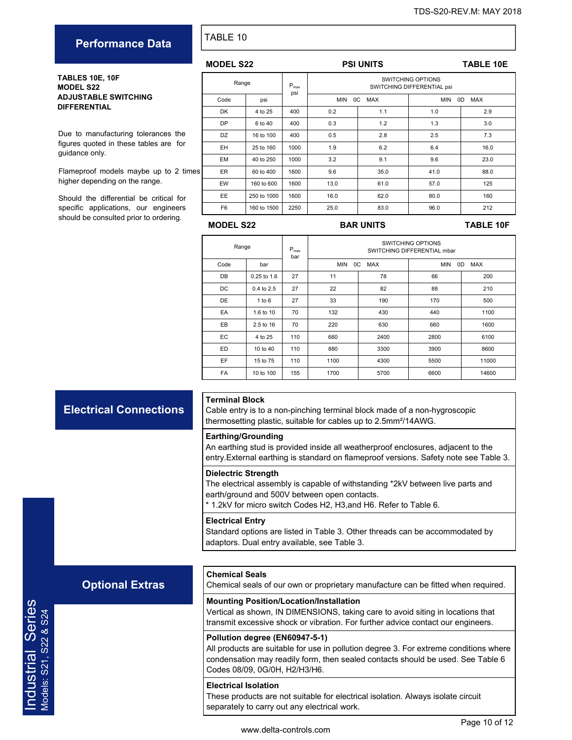## Performance Data

TABLE 10

**TABLES 10E, 10F**
**MODEL S22**
**ADJUSTABLE SWITCHING DIFFERENTIAL**

Due to manufacturing tolerances the figures quoted in these tables are for guidance only.

Flameproof models maybe up to 2 times higher depending on the range.

Should the differential be critical for specific applications, our engineers should be consulted prior to ordering.

**MODEL S22 — PSI UNITS — TABLE 10E**

| Range | | $P_{max}$ psi | SWITCHING OPTIONS SWITCHING DIFFERENTIAL psi | | | |
|---|---|---|---|---|---|---|
| Code | psi | | MIN 0C | MAX | MIN 0D | MAX |
| DK | 4 to 25 | 400 | 0.2 | 1.1 | 1.0 | 2.9 |
| DP | 6 to 40 | 400 | 0.3 | 1.2 | 1.3 | 3.0 |
| DZ | 16 to 100 | 400 | 0.5 | 2.8 | 2.5 | 7.3 |
| EH | 25 to 160 | 1000 | 1.9 | 6.2 | 6.4 | 16.0 |
| EM | 40 to 250 | 1000 | 3.2 | 9.1 | 9.6 | 23.0 |
| ER | 60 to 400 | 1600 | 9.6 | 35.0 | 41.0 | 88.0 |
| EW | 160 to 600 | 1600 | 13.0 | 61.0 | 57.0 | 125 |
| EE | 250 to 1000 | 1600 | 16.0 | 62.0 | 80.0 | 160 |
| F6 | 160 to 1500 | 2250 | 25.0 | 83.0 | 96.0 | 212 |

**MODEL S22 — BAR UNITS — TABLE 10F**

| Range | | $P_{max}$ bar | SWITCHING OPTIONS SWITCHING DIFFERENTIAL mbar | | | |
|---|---|---|---|---|---|---|
| Code | bar | | MIN 0C | MAX | MIN 0D | MAX |
| DB | 0.25 to 1.6 | 27 | 11 | 78 | 66 | 200 |
| DC | 0.4 to 2.5 | 27 | 22 | 82 | 88 | 210 |
| DE | 1 to 6 | 27 | 33 | 190 | 170 | 500 |
| EA | 1.6 to 10 | 70 | 132 | 430 | 440 | 1100 |
| EB | 2.5 to 16 | 70 | 220 | 630 | 660 | 1600 |
| EC | 4 to 25 | 110 | 660 | 2400 | 2800 | 6100 |
| ED | 10 to 40 | 110 | 880 | 3300 | 3900 | 8600 |
| EF | 15 to 75 | 110 | 1100 | 4300 | 5500 | 11000 |
| FA | 10 to 100 | 155 | 1700 | 5700 | 6600 | 14600 |

## Electrical Connections

**Terminal Block**
Cable entry is to a non-pinching terminal block made of a non-hygroscopic thermosetting plastic, suitable for cables up to 2.5mm²/14AWG.

**Earthing/Grounding**
An earthing stud is provided inside all weatherproof enclosures, adjacent to the entry.External earthing is standard on flameproof versions. Safety note see Table 3.

**Dielectric Strength**
The electrical assembly is capable of withstanding *2kV between live parts and earth/ground and 500V between open contacts.
* 1.2kV for micro switch Codes H2, H3,and H6. Refer to Table 6.

**Electrical Entry**
Standard options are listed in Table 3. Other threads can be accommodated by adaptors. Dual entry available, see Table 3.

## Optional Extras

**Chemical Seals**
Chemical seals of our own or proprietary manufacture can be fitted when required.

**Mounting Position/Location/Installation**
Vertical as shown, IN DIMENSIONS, taking care to avoid siting in locations that transmit excessive shock or vibration. For further advice contact our engineers.

**Pollution degree (EN60947-5-1)**
All products are suitable for use in pollution degree 3. For extreme conditions where condensation may readily form, then sealed contacts should be used. See Table 6 Codes 08/09, 0G/0H, H2/H3/H6.

**Electrical Isolation**
These products are not suitable for electrical isolation. Always isolate circuit separately to carry out any electrical work.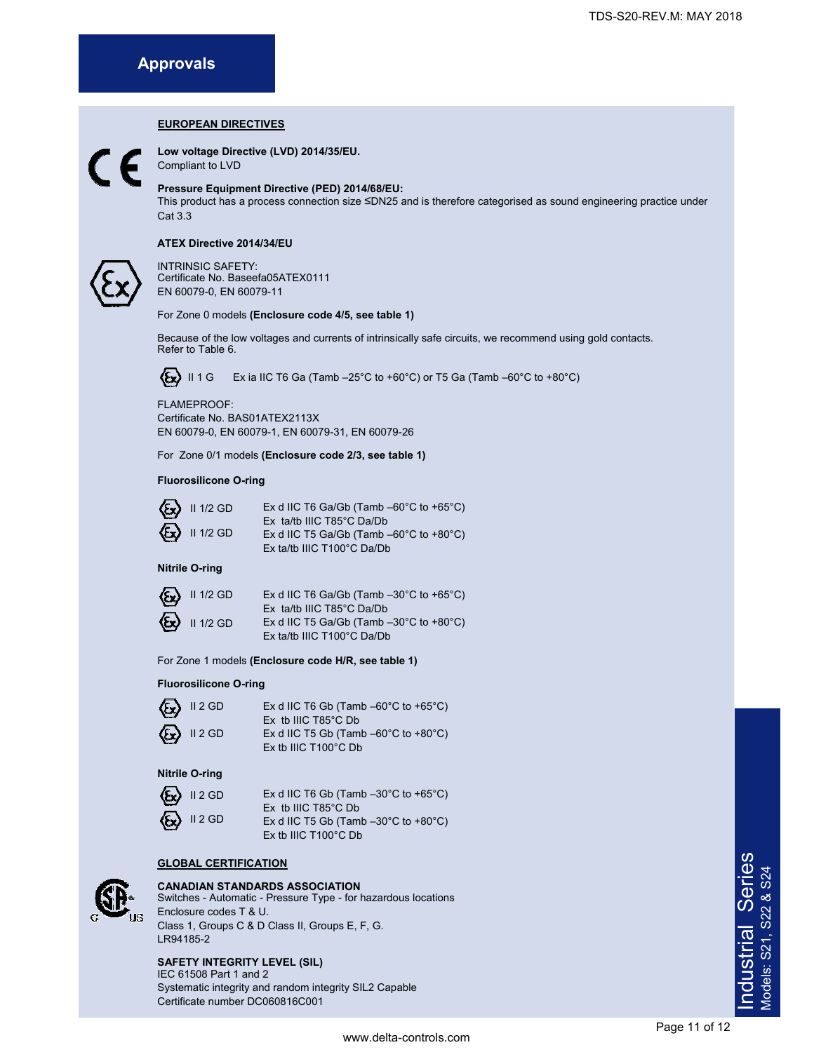# Approvals

## EUROPEAN DIRECTIVES

**Low voltage Directive (LVD) 2014/35/EU.**
Compliant to LVD

**Pressure Equipment Directive (PED) 2014/68/EU:**
This product has a process connection size ≤DN25 and is therefore categorised as sound engineering practice under Cat 3.3

**ATEX Directive 2014/34/EU**

INTRINSIC SAFETY:
Certificate No. Baseefa05ATEX0111
EN 60079-0, EN 60079-11

For Zone 0 models **(Enclosure code 4/5, see table 1)**

Because of the low voltages and currents of intrinsically safe circuits, we recommend using gold contacts. Refer to Table 6.

II 1 G    Ex ia IIC T6 Ga (Tamb –25°C to +60°C) or T5 Ga (Tamb –60°C to +80°C)

FLAMEPROOF:
Certificate No. BAS01ATEX2113X
EN 60079-0, EN 60079-1, EN 60079-31, EN 60079-26

For Zone 0/1 models **(Enclosure code 2/3, see table 1)**

**Fluorosilicone O-ring**

| | |
|---|---|
| II 1/2 GD | Ex d IIC T6 Ga/Gb (Tamb –60°C to +65°C)<br>Ex ta/tb IIIC T85°C Da/Db |
| II 1/2 GD | Ex d IIC T5 Ga/Gb (Tamb –60°C to +80°C)<br>Ex ta/tb IIIC T100°C Da/Db |

**Nitrile O-ring**

| | |
|---|---|
| II 1/2 GD | Ex d IIC T6 Ga/Gb (Tamb –30°C to +65°C)<br>Ex ta/tb IIIC T85°C Da/Db |
| II 1/2 GD | Ex d IIC T5 Ga/Gb (Tamb –30°C to +80°C)<br>Ex ta/tb IIIC T100°C Da/Db |

For Zone 1 models **(Enclosure code H/R, see table 1)**

**Fluorosilicone O-ring**

| | |
|---|---|
| II 2 GD | Ex d IIC T6 Gb (Tamb –60°C to +65°C)<br>Ex tb IIIC T85°C Db |
| II 2 GD | Ex d IIC T5 Gb (Tamb –60°C to +80°C)<br>Ex tb IIIC T100°C Db |

**Nitrile O-ring**

| | |
|---|---|
| II 2 GD | Ex d IIC T6 Gb (Tamb –30°C to +65°C)<br>Ex tb IIIC T85°C Db |
| II 2 GD | Ex d IIC T5 Gb (Tamb –30°C to +80°C)<br>Ex tb IIIC T100°C Db |

## GLOBAL CERTIFICATION

**CANADIAN STANDARDS ASSOCIATION**
Switches - Automatic - Pressure Type - for hazardous locations
Enclosure codes T & U.
Class 1, Groups C & D Class II, Groups E, F, G.
LR94185-2

**SAFETY INTEGRITY LEVEL (SIL)**
IEC 61508 Part 1 and 2
Systematic integrity and random integrity SIL2 Capable
Certificate number DC060816C001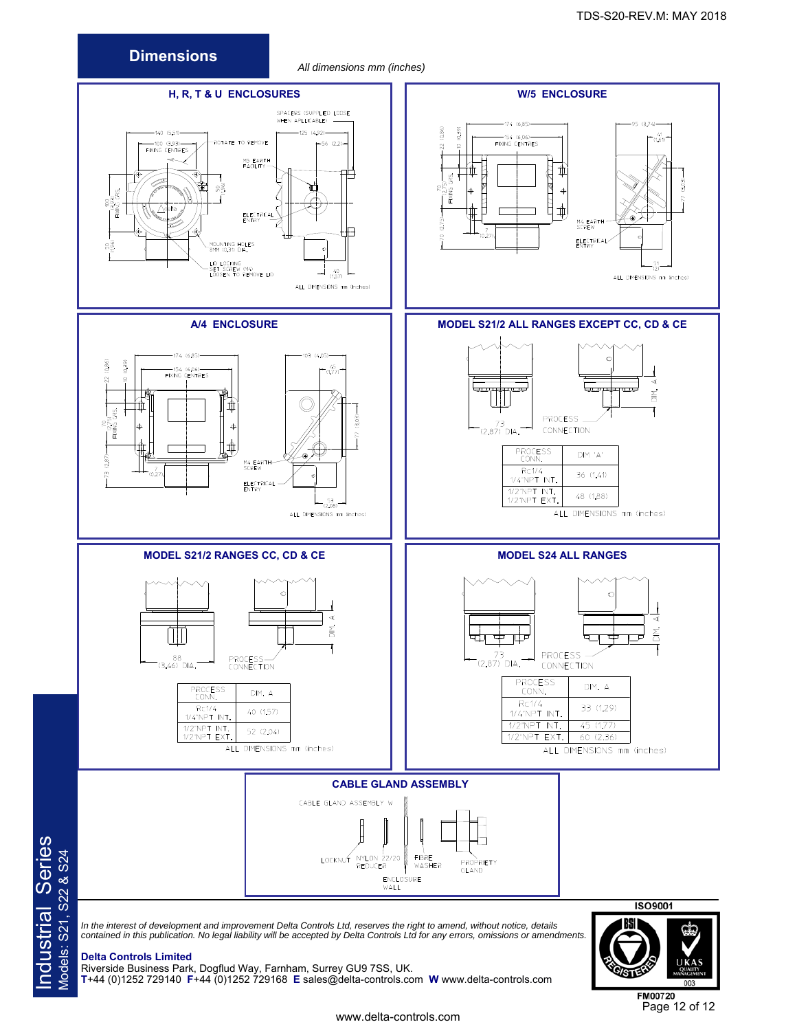## Dimensions

*All dimensions mm (inches)*

### H, R, T & U ENCLOSURES

SPACERS (SUPPLIED LOOSE WHEN APPLICABLE)

140 (5.51)

100 (3.93) FIXING CENTRES

ROTATE TO REMOVE

125 (4.92)

56 (2.2)

M5 EARTH FACILITY

100 (3.94) FIXING CRS.

50 (1.96)

ELECTRICAL ENTRY

50 (1.96)

MOUNTING HOLES 8MM (0.31) DIA.

LID LOCKING SET SCREW (M4) LOOSEN TO REMOVE LID

45 (1.77)

ALL DIMENSIONS mm (inches)

### W/5 ENCLOSURE

174 (6.85)

154 (6.06) FIXING CENTRES

22 (0.86)

10 (0.39)

70 (2.75) FIXING CRS.

70 (2.75)

7 (0.27)

95 (3.74)

41 (1.61)

77 (3.03)

M4 EARTH SCREW

ELECTRICAL ENTRY

41 (1.61)

ALL DIMENSIONS mm (inches)

### A/4 ENCLOSURE

174 (6.85)

154 (6.06) FIXING CENTRES

22 (0.86)

10 (0.39)

70 (2.75) FIXING CRS.

73 (2.87)

7 (0.27)

103 (4.05)

45 (1.77)

77 (3.03)

M4 EARTH SCREW

ELECTRICAL ENTRY

53 (2.08)

ALL DIMENSIONS mm (inches)

### MODEL S21/2 ALL RANGES EXCEPT CC, CD & CE

73 (2.87) DIA.

PROCESS CONNECTION

DIM. A

| PROCESS CONN. | DIM 'A' |
|---|---|
| Rc1/4 1/4"NPT INT. | 36 (1.41) |
| 1/2"NPT INT. 1/2"NPT EXT. | 48 (1.88) |

ALL DIMENSIONS mm (inches)

### MODEL S21/2 RANGES CC, CD & CE

88 (3.46) DIA.

PROCESS CONNECTION

DIM. A

| PROCESS CONN. | DIM. A |
|---|---|
| Rc1/4 1/4"NPT INT. | 40 (1.57) |
| 1/2"NPT INT. 1/2"NPT EXT. | 52 (2.04) |

ALL DIMENSIONS mm (inches)

### MODEL S24 ALL RANGES

73 (2.87) DIA.

PROCESS CONNECTION

DIM. A

| PROCESS CONN. | DIM. A |
|---|---|
| Rc1/4 1/4"NPT INT. | 33 (1.29) |
| 1/2"NPT INT. | 45 (1.77) |
| 1/2"NPT EXT. | 60 (2.36) |

ALL DIMENSIONS mm (inches)

### CABLE GLAND ASSEMBLY

CABLE GLAND ASSEMBLY W

LOCKNUT

NYLON 22/20 REDUCER

FIBRE WASHER

PROPRIETY GLAND

ENCLOSURE WALL

*In the interest of development and improvement Delta Controls Ltd, reserves the right to amend, without notice, details contained in this publication. No legal liability will be accepted by Delta Controls Ltd for any errors, omissions or amendments.*

**Delta Controls Limited**
Riverside Business Park, Dogflud Way, Farnham, Surrey GU9 7SS, UK.
**T**+44 (0)1252 729140 **F**+44 (0)1252 729168 **E** sales@delta-controls.com **W** www.delta-controls.com

ISO9001

FM00720